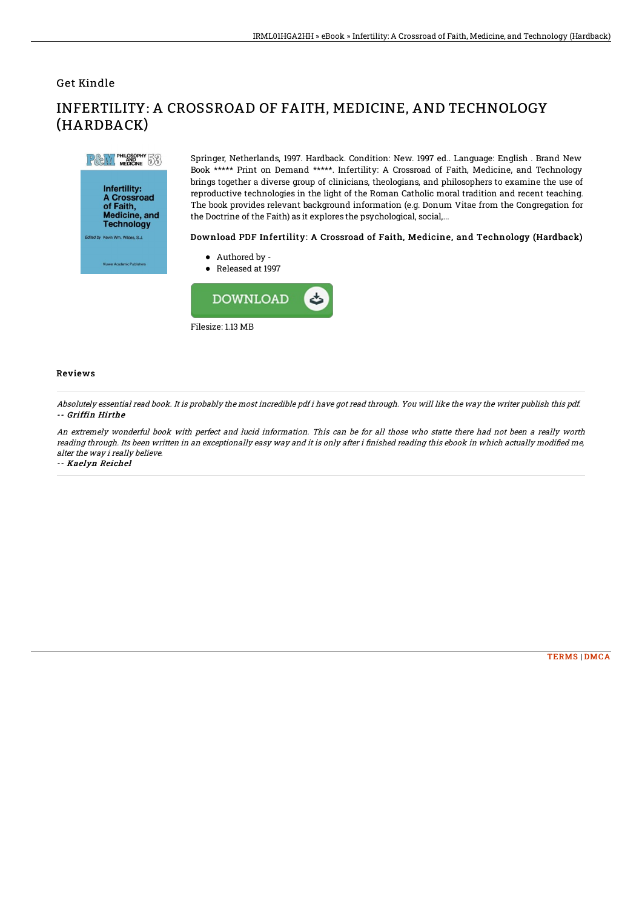Get Kindle

# INFERTILITY: A CROSSROAD OF FAITH, MEDICINE, AND TECHNOLOGY (HARDBACK)

Springer, Netherlands, 1997. Hardback. Condition: New. 1997 ed.. Language: English . Brand New Book ***** Print on Demand *****. Infertility: A Crossroad of Faith, Medicine, and Technology brings together a diverse group of clinicians, theologians, and philosophers to examine the use of reproductive technologies in the light of the Roman Catholic moral tradition and recent teaching. The book provides relevant background information (e.g. Donum Vitae from the Congregation for the Doctrine of the Faith) as it explores the psychological, social,...

### Download PDF Infertility: A Crossroad of Faith, Medicine, and Technology (Hardback)

- Authored by -
- Released at 1997

DOWNLOAD

Filesize: 1.13 MB

## Reviews

*Absolutely essential read book. It is probably the most incredible pdf i have got read through. You will like the way the writer publish this pdf.*
*-- Griffin Hirthe*

*An extremely wonderful book with perfect and lucid information. This can be for all those who statte there had not been a really worth reading through. Its been written in an exceptionally easy way and it is only after i finished reading this ebook in which actually modified me, alter the way i really believe.*
*-- Kaelyn Reichel*

TERMS | DMCA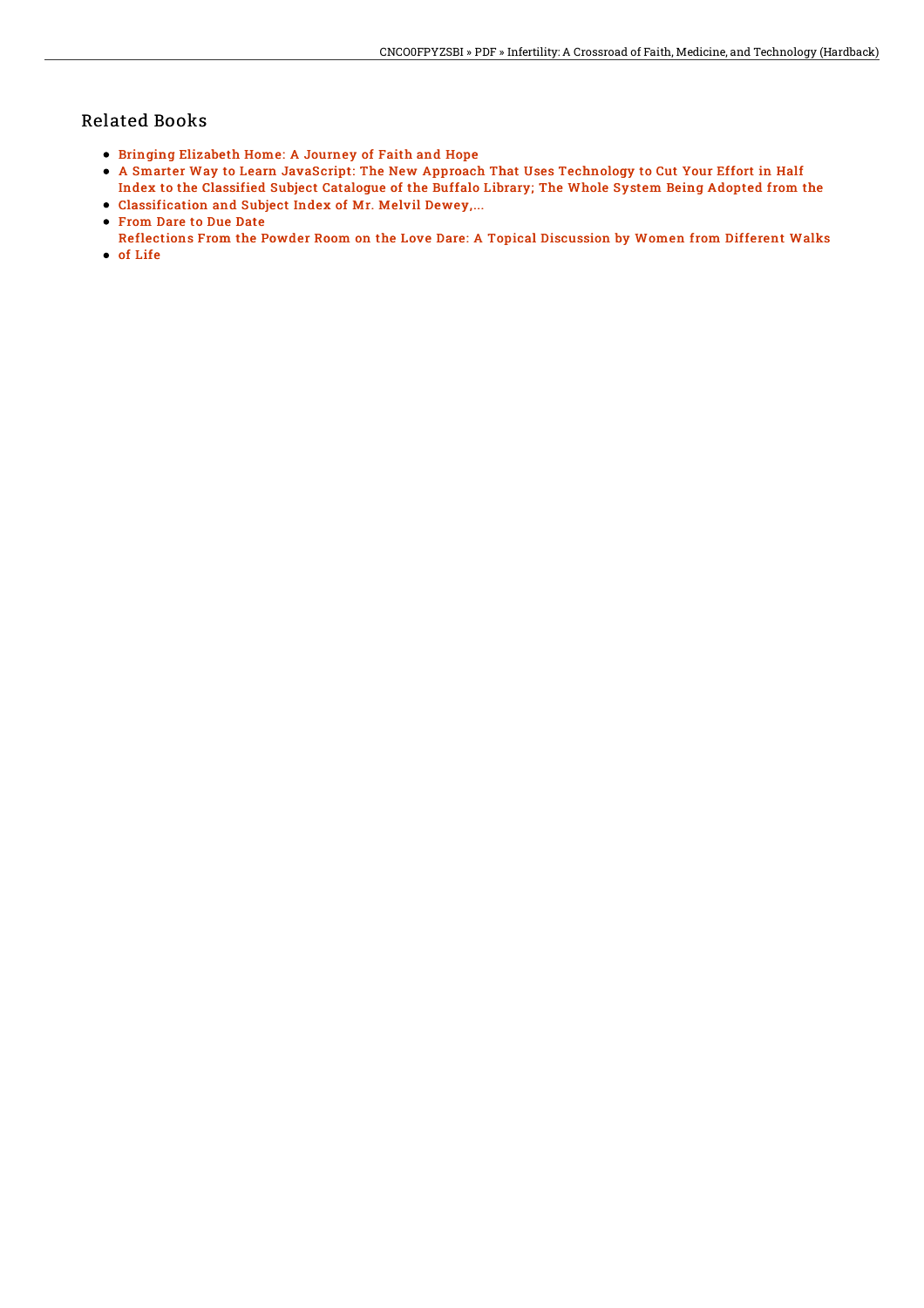## Related Books

- Bringing Elizabeth Home: A Journey of Faith and Hope
- A Smarter Way to Learn JavaScript: The New Approach That Uses Technology to Cut Your Effort in Half
- Index to the Classified Subject Catalogue of the Buffalo Library; The Whole System Being Adopted from the Classification and Subject Index of Mr. Melvil Dewey,...
- From Dare to Due Date
- Reflections From the Powder Room on the Love Dare: A Topical Discussion by Women from Different Walks of Life